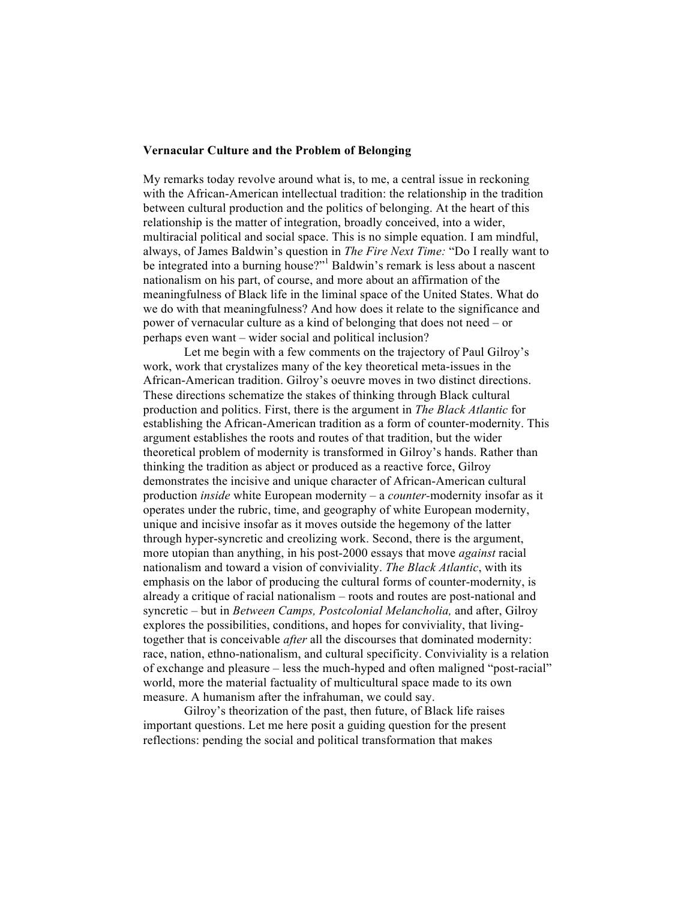**Vernacular Culture and the Problem of Belonging**

My remarks today revolve around what is, to me, a central issue in reckoning with the African-American intellectual tradition: the relationship in the tradition between cultural production and the politics of belonging. At the heart of this relationship is the matter of integration, broadly conceived, into a wider, multiracial political and social space. This is no simple equation. I am mindful, always, of James Baldwin's question in *The Fire Next Time:* "Do I really want to be integrated into a burning house?"[1] Baldwin's remark is less about a nascent nationalism on his part, of course, and more about an affirmation of the meaningfulness of Black life in the liminal space of the United States. What do we do with that meaningfulness? And how does it relate to the significance and power of vernacular culture as a kind of belonging that does not need – or perhaps even want – wider social and political inclusion?

Let me begin with a few comments on the trajectory of Paul Gilroy's work, work that crystalizes many of the key theoretical meta-issues in the African-American tradition. Gilroy's oeuvre moves in two distinct directions. These directions schematize the stakes of thinking through Black cultural production and politics. First, there is the argument in *The Black Atlantic* for establishing the African-American tradition as a form of counter-modernity. This argument establishes the roots and routes of that tradition, but the wider theoretical problem of modernity is transformed in Gilroy's hands. Rather than thinking the tradition as abject or produced as a reactive force, Gilroy demonstrates the incisive and unique character of African-American cultural production *inside* white European modernity – a *counter*-modernity insofar as it operates under the rubric, time, and geography of white European modernity, unique and incisive insofar as it moves outside the hegemony of the latter through hyper-syncretic and creolizing work. Second, there is the argument, more utopian than anything, in his post-2000 essays that move *against* racial nationalism and toward a vision of conviviality. *The Black Atlantic*, with its emphasis on the labor of producing the cultural forms of counter-modernity, is already a critique of racial nationalism – roots and routes are post-national and syncretic – but in *Between Camps, Postcolonial Melancholia,* and after, Gilroy explores the possibilities, conditions, and hopes for conviviality, that living-together that is conceivable *after* all the discourses that dominated modernity: race, nation, ethno-nationalism, and cultural specificity. Conviviality is a relation of exchange and pleasure – less the much-hyped and often maligned "post-racial" world, more the material factuality of multicultural space made to its own measure. A humanism after the infrahuman, we could say.

Gilroy's theorization of the past, then future, of Black life raises important questions. Let me here posit a guiding question for the present reflections: pending the social and political transformation that makes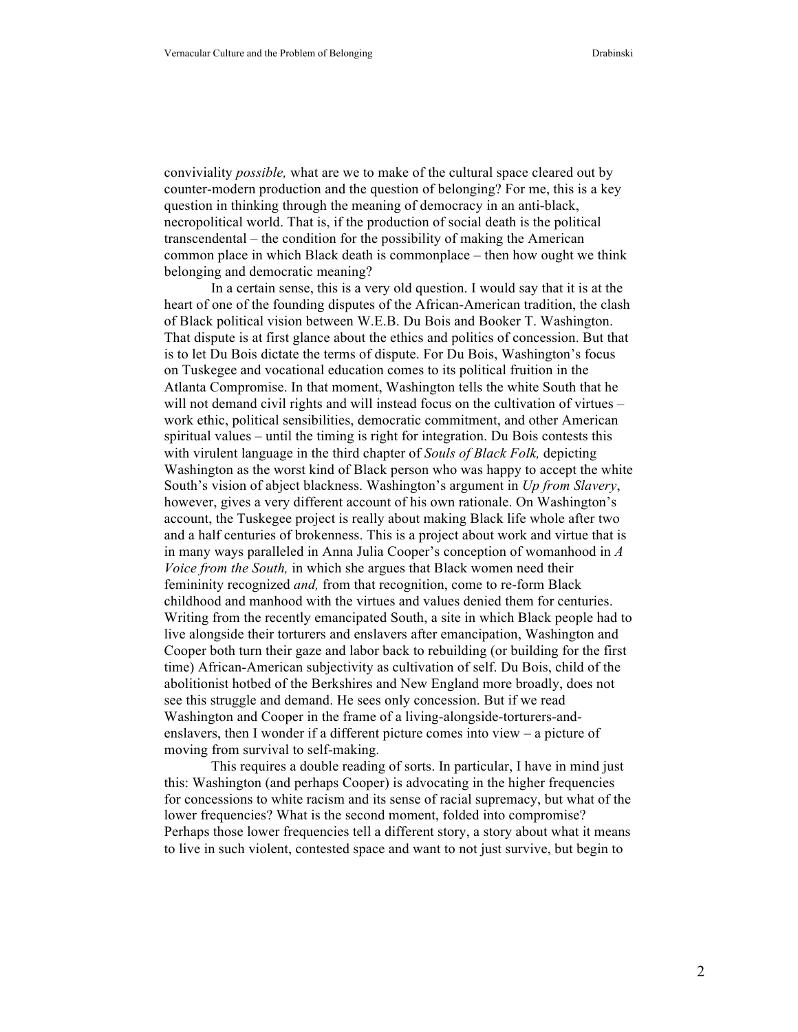conviviality *possible,* what are we to make of the cultural space cleared out by counter-modern production and the question of belonging? For me, this is a key question in thinking through the meaning of democracy in an anti-black, necropolitical world. That is, if the production of social death is the political transcendental – the condition for the possibility of making the American common place in which Black death is commonplace – then how ought we think belonging and democratic meaning?

In a certain sense, this is a very old question. I would say that it is at the heart of one of the founding disputes of the African-American tradition, the clash of Black political vision between W.E.B. Du Bois and Booker T. Washington. That dispute is at first glance about the ethics and politics of concession. But that is to let Du Bois dictate the terms of dispute. For Du Bois, Washington's focus on Tuskegee and vocational education comes to its political fruition in the Atlanta Compromise. In that moment, Washington tells the white South that he will not demand civil rights and will instead focus on the cultivation of virtues – work ethic, political sensibilities, democratic commitment, and other American spiritual values – until the timing is right for integration. Du Bois contests this with virulent language in the third chapter of *Souls of Black Folk,* depicting Washington as the worst kind of Black person who was happy to accept the white South's vision of abject blackness. Washington's argument in *Up from Slavery*, however, gives a very different account of his own rationale. On Washington's account, the Tuskegee project is really about making Black life whole after two and a half centuries of brokenness. This is a project about work and virtue that is in many ways paralleled in Anna Julia Cooper's conception of womanhood in *A Voice from the South,* in which she argues that Black women need their femininity recognized *and,* from that recognition, come to re-form Black childhood and manhood with the virtues and values denied them for centuries. Writing from the recently emancipated South, a site in which Black people had to live alongside their torturers and enslavers after emancipation, Washington and Cooper both turn their gaze and labor back to rebuilding (or building for the first time) African-American subjectivity as cultivation of self. Du Bois, child of the abolitionist hotbed of the Berkshires and New England more broadly, does not see this struggle and demand. He sees only concession. But if we read Washington and Cooper in the frame of a living-alongside-torturers-and-enslavers, then I wonder if a different picture comes into view – a picture of moving from survival to self-making.

This requires a double reading of sorts. In particular, I have in mind just this: Washington (and perhaps Cooper) is advocating in the higher frequencies for concessions to white racism and its sense of racial supremacy, but what of the lower frequencies? What is the second moment, folded into compromise? Perhaps those lower frequencies tell a different story, a story about what it means to live in such violent, contested space and want to not just survive, but begin to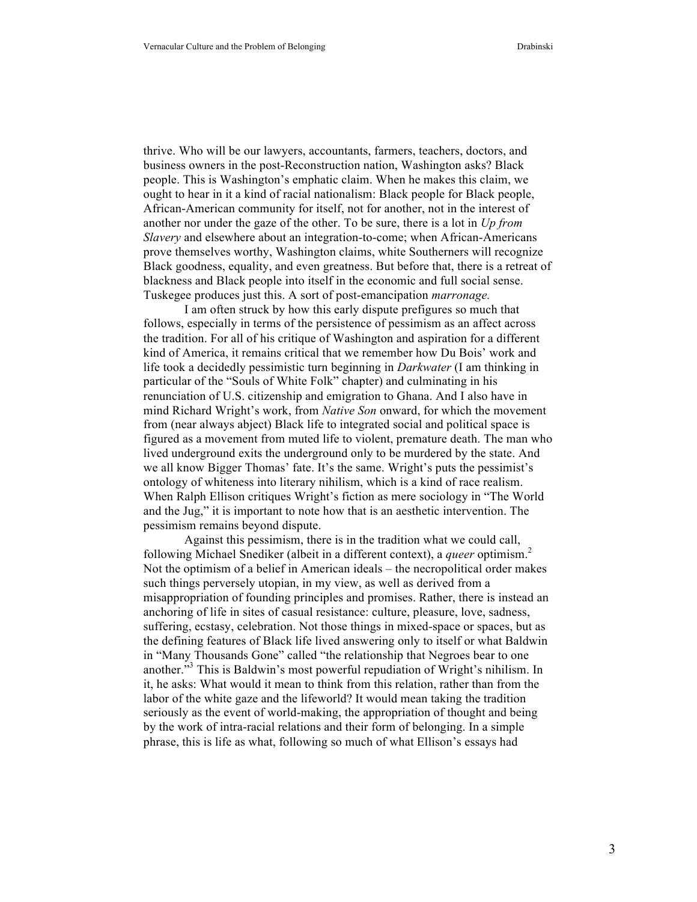thrive. Who will be our lawyers, accountants, farmers, teachers, doctors, and business owners in the post-Reconstruction nation, Washington asks? Black people. This is Washington's emphatic claim. When he makes this claim, we ought to hear in it a kind of racial nationalism: Black people for Black people, African-American community for itself, not for another, not in the interest of another nor under the gaze of the other. To be sure, there is a lot in *Up from Slavery* and elsewhere about an integration-to-come; when African-Americans prove themselves worthy, Washington claims, white Southerners will recognize Black goodness, equality, and even greatness. But before that, there is a retreat of blackness and Black people into itself in the economic and full social sense. Tuskegee produces just this. A sort of post-emancipation *marronage.*

I am often struck by how this early dispute prefigures so much that follows, especially in terms of the persistence of pessimism as an affect across the tradition. For all of his critique of Washington and aspiration for a different kind of America, it remains critical that we remember how Du Bois' work and life took a decidedly pessimistic turn beginning in *Darkwater* (I am thinking in particular of the "Souls of White Folk" chapter) and culminating in his renunciation of U.S. citizenship and emigration to Ghana. And I also have in mind Richard Wright's work, from *Native Son* onward, for which the movement from (near always abject) Black life to integrated social and political space is figured as a movement from muted life to violent, premature death. The man who lived underground exits the underground only to be murdered by the state. And we all know Bigger Thomas' fate. It's the same. Wright's puts the pessimist's ontology of whiteness into literary nihilism, which is a kind of race realism. When Ralph Ellison critiques Wright's fiction as mere sociology in "The World and the Jug," it is important to note how that is an aesthetic intervention. The pessimism remains beyond dispute.

Against this pessimism, there is in the tradition what we could call, following Michael Snediker (albeit in a different context), a *queer* optimism.[2] Not the optimism of a belief in American ideals – the necropolitical order makes such things perversely utopian, in my view, as well as derived from a misappropriation of founding principles and promises. Rather, there is instead an anchoring of life in sites of casual resistance: culture, pleasure, love, sadness, suffering, ecstasy, celebration. Not those things in mixed-space or spaces, but as the defining features of Black life lived answering only to itself or what Baldwin in "Many Thousands Gone" called "the relationship that Negroes bear to one another."[3] This is Baldwin's most powerful repudiation of Wright's nihilism. In it, he asks: What would it mean to think from this relation, rather than from the labor of the white gaze and the lifeworld? It would mean taking the tradition seriously as the event of world-making, the appropriation of thought and being by the work of intra-racial relations and their form of belonging. In a simple phrase, this is life as what, following so much of what Ellison's essays had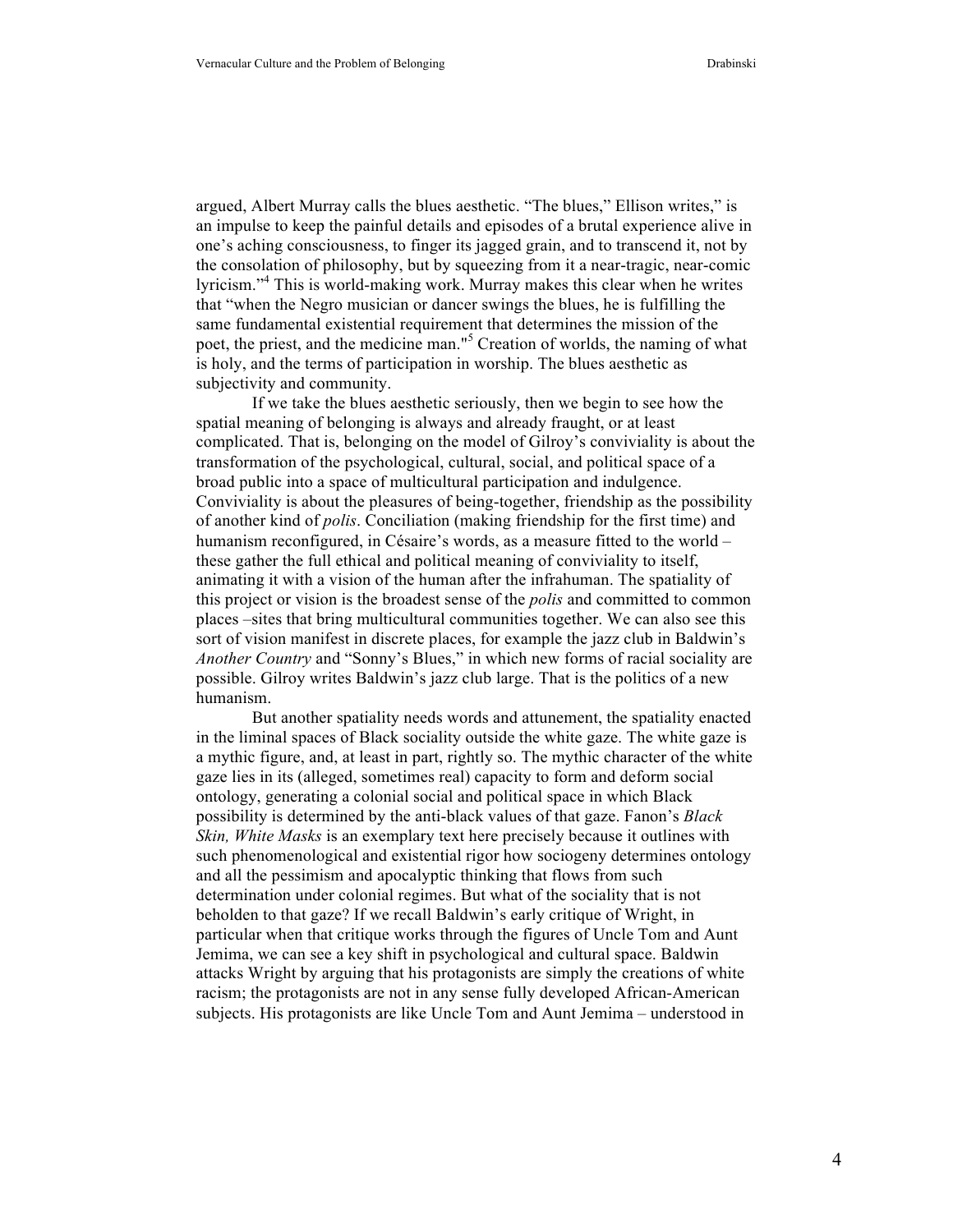argued, Albert Murray calls the blues aesthetic. "The blues," Ellison writes," is an impulse to keep the painful details and episodes of a brutal experience alive in one's aching consciousness, to finger its jagged grain, and to transcend it, not by the consolation of philosophy, but by squeezing from it a near-tragic, near-comic lyricism."[4] This is world-making work. Murray makes this clear when he writes that "when the Negro musician or dancer swings the blues, he is fulfilling the same fundamental existential requirement that determines the mission of the poet, the priest, and the medicine man."[5] Creation of worlds, the naming of what is holy, and the terms of participation in worship. The blues aesthetic as subjectivity and community.

If we take the blues aesthetic seriously, then we begin to see how the spatial meaning of belonging is always and already fraught, or at least complicated. That is, belonging on the model of Gilroy's conviviality is about the transformation of the psychological, cultural, social, and political space of a broad public into a space of multicultural participation and indulgence. Conviviality is about the pleasures of being-together, friendship as the possibility of another kind of *polis*. Conciliation (making friendship for the first time) and humanism reconfigured, in Césaire's words, as a measure fitted to the world – these gather the full ethical and political meaning of conviviality to itself, animating it with a vision of the human after the infrahuman. The spatiality of this project or vision is the broadest sense of the *polis* and committed to common places –sites that bring multicultural communities together. We can also see this sort of vision manifest in discrete places, for example the jazz club in Baldwin's *Another Country* and "Sonny's Blues," in which new forms of racial sociality are possible. Gilroy writes Baldwin's jazz club large. That is the politics of a new humanism.

But another spatiality needs words and attunement, the spatiality enacted in the liminal spaces of Black sociality outside the white gaze. The white gaze is a mythic figure, and, at least in part, rightly so. The mythic character of the white gaze lies in its (alleged, sometimes real) capacity to form and deform social ontology, generating a colonial social and political space in which Black possibility is determined by the anti-black values of that gaze. Fanon's *Black Skin, White Masks* is an exemplary text here precisely because it outlines with such phenomenological and existential rigor how sociogeny determines ontology and all the pessimism and apocalyptic thinking that flows from such determination under colonial regimes. But what of the sociality that is not beholden to that gaze? If we recall Baldwin's early critique of Wright, in particular when that critique works through the figures of Uncle Tom and Aunt Jemima, we can see a key shift in psychological and cultural space. Baldwin attacks Wright by arguing that his protagonists are simply the creations of white racism; the protagonists are not in any sense fully developed African-American subjects. His protagonists are like Uncle Tom and Aunt Jemima – understood in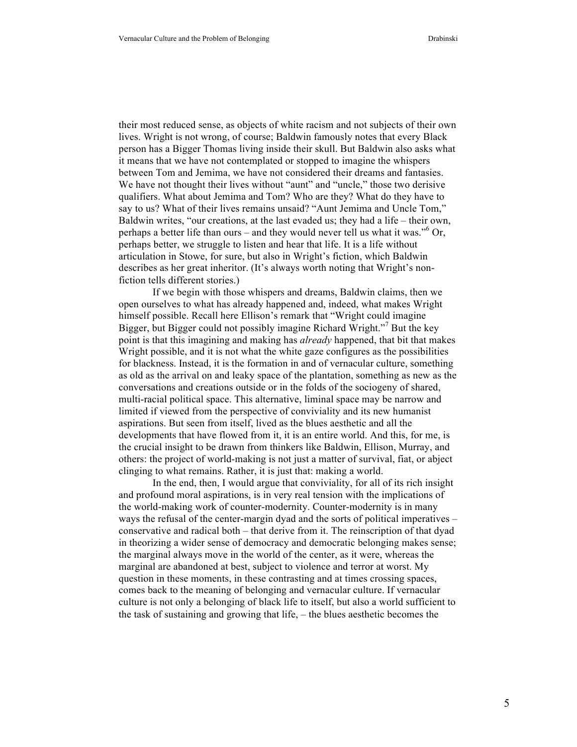their most reduced sense, as objects of white racism and not subjects of their own lives. Wright is not wrong, of course; Baldwin famously notes that every Black person has a Bigger Thomas living inside their skull. But Baldwin also asks what it means that we have not contemplated or stopped to imagine the whispers between Tom and Jemima, we have not considered their dreams and fantasies. We have not thought their lives without "aunt" and "uncle," those two derisive qualifiers. What about Jemima and Tom? Who are they? What do they have to say to us? What of their lives remains unsaid? "Aunt Jemima and Uncle Tom," Baldwin writes, "our creations, at the last evaded us; they had a life – their own, perhaps a better life than ours – and they would never tell us what it was."[6] Or, perhaps better, we struggle to listen and hear that life. It is a life without articulation in Stowe, for sure, but also in Wright's fiction, which Baldwin describes as her great inheritor. (It's always worth noting that Wright's non-fiction tells different stories.)

If we begin with those whispers and dreams, Baldwin claims, then we open ourselves to what has already happened and, indeed, what makes Wright himself possible. Recall here Ellison's remark that "Wright could imagine Bigger, but Bigger could not possibly imagine Richard Wright."[7] But the key point is that this imagining and making has *already* happened, that bit that makes Wright possible, and it is not what the white gaze configures as the possibilities for blackness. Instead, it is the formation in and of vernacular culture, something as old as the arrival on and leaky space of the plantation, something as new as the conversations and creations outside or in the folds of the sociogeny of shared, multi-racial political space. This alternative, liminal space may be narrow and limited if viewed from the perspective of conviviality and its new humanist aspirations. But seen from itself, lived as the blues aesthetic and all the developments that have flowed from it, it is an entire world. And this, for me, is the crucial insight to be drawn from thinkers like Baldwin, Ellison, Murray, and others: the project of world-making is not just a matter of survival, fiat, or abject clinging to what remains. Rather, it is just that: making a world.

In the end, then, I would argue that conviviality, for all of its rich insight and profound moral aspirations, is in very real tension with the implications of the world-making work of counter-modernity. Counter-modernity is in many ways the refusal of the center-margin dyad and the sorts of political imperatives – conservative and radical both – that derive from it. The reinscription of that dyad in theorizing a wider sense of democracy and democratic belonging makes sense; the marginal always move in the world of the center, as it were, whereas the marginal are abandoned at best, subject to violence and terror at worst. My question in these moments, in these contrasting and at times crossing spaces, comes back to the meaning of belonging and vernacular culture. If vernacular culture is not only a belonging of black life to itself, but also a world sufficient to the task of sustaining and growing that life, – the blues aesthetic becomes the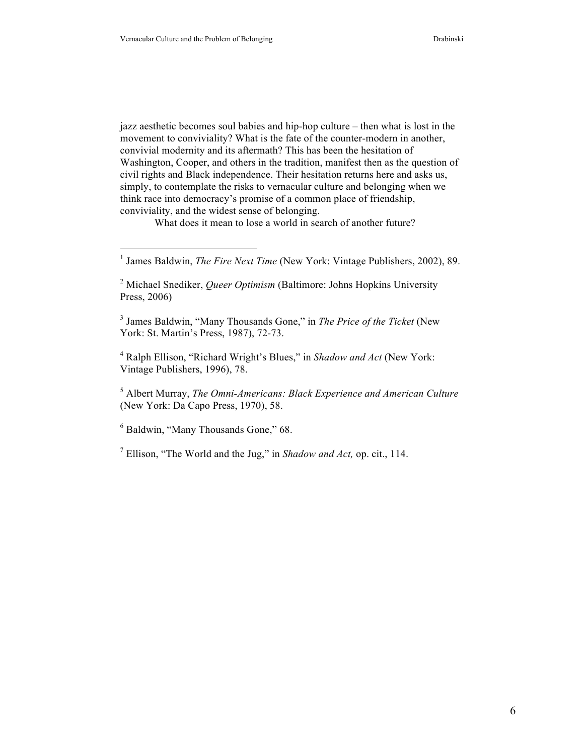jazz aesthetic becomes soul babies and hip-hop culture – then what is lost in the movement to conviviality? What is the fate of the counter-modern in another, convivial modernity and its aftermath? This has been the hesitation of Washington, Cooper, and others in the tradition, manifest then as the question of civil rights and Black independence. Their hesitation returns here and asks us, simply, to contemplate the risks to vernacular culture and belonging when we think race into democracy's promise of a common place of friendship, conviviality, and the widest sense of belonging.

What does it mean to lose a world in search of another future?

---

[1] James Baldwin, *The Fire Next Time* (New York: Vintage Publishers, 2002), 89.

[2] Michael Snediker, *Queer Optimism* (Baltimore: Johns Hopkins University Press, 2006)

[3] James Baldwin, "Many Thousands Gone," in *The Price of the Ticket* (New York: St. Martin's Press, 1987), 72-73.

[4] Ralph Ellison, "Richard Wright's Blues," in *Shadow and Act* (New York: Vintage Publishers, 1996), 78.

[5] Albert Murray, *The Omni-Americans: Black Experience and American Culture* (New York: Da Capo Press, 1970), 58.

[6] Baldwin, "Many Thousands Gone," 68.

[7] Ellison, "The World and the Jug," in *Shadow and Act,* op. cit., 114.